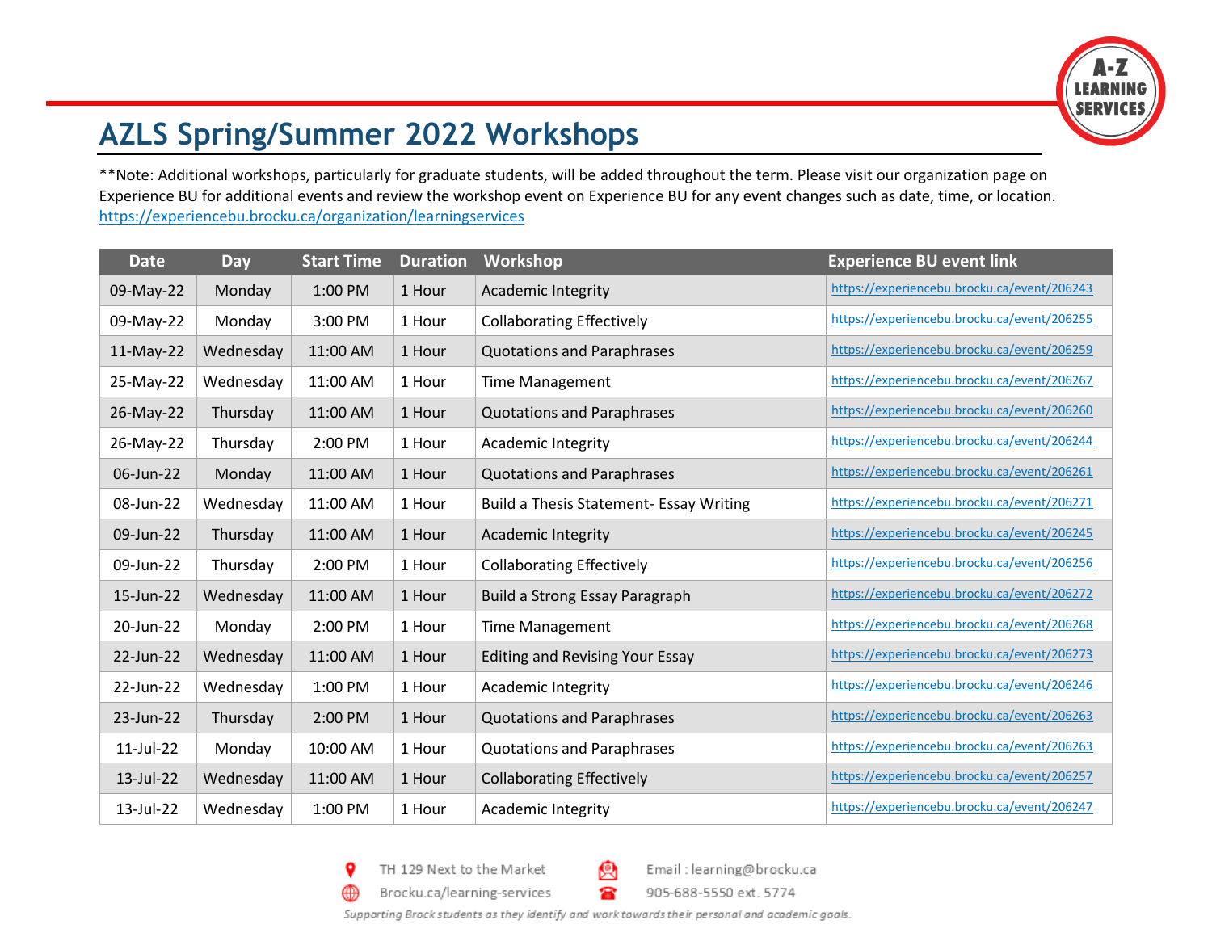# AZLS Spring/Summer 2022 Workshops

**Note: Additional workshops, particularly for graduate students, will be added throughout the term. Please visit our organization page on Experience BU for additional events and review the workshop event on Experience BU for any event changes such as date, time, or location. https://experiencebu.brocku.ca/organization/learningservices

| Date | Day | Start Time | Duration | Workshop | Experience BU event link |
|---|---|---|---|---|---|
| 09-May-22 | Monday | 1:00 PM | 1 Hour | Academic Integrity | https://experiencebu.brocku.ca/event/206243 |
| 09-May-22 | Monday | 3:00 PM | 1 Hour | Collaborating Effectively | https://experiencebu.brocku.ca/event/206255 |
| 11-May-22 | Wednesday | 11:00 AM | 1 Hour | Quotations and Paraphrases | https://experiencebu.brocku.ca/event/206259 |
| 25-May-22 | Wednesday | 11:00 AM | 1 Hour | Time Management | https://experiencebu.brocku.ca/event/206267 |
| 26-May-22 | Thursday | 11:00 AM | 1 Hour | Quotations and Paraphrases | https://experiencebu.brocku.ca/event/206260 |
| 26-May-22 | Thursday | 2:00 PM | 1 Hour | Academic Integrity | https://experiencebu.brocku.ca/event/206244 |
| 06-Jun-22 | Monday | 11:00 AM | 1 Hour | Quotations and Paraphrases | https://experiencebu.brocku.ca/event/206261 |
| 08-Jun-22 | Wednesday | 11:00 AM | 1 Hour | Build a Thesis Statement- Essay Writing | https://experiencebu.brocku.ca/event/206271 |
| 09-Jun-22 | Thursday | 11:00 AM | 1 Hour | Academic Integrity | https://experiencebu.brocku.ca/event/206245 |
| 09-Jun-22 | Thursday | 2:00 PM | 1 Hour | Collaborating Effectively | https://experiencebu.brocku.ca/event/206256 |
| 15-Jun-22 | Wednesday | 11:00 AM | 1 Hour | Build a Strong Essay Paragraph | https://experiencebu.brocku.ca/event/206272 |
| 20-Jun-22 | Monday | 2:00 PM | 1 Hour | Time Management | https://experiencebu.brocku.ca/event/206268 |
| 22-Jun-22 | Wednesday | 11:00 AM | 1 Hour | Editing and Revising Your Essay | https://experiencebu.brocku.ca/event/206273 |
| 22-Jun-22 | Wednesday | 1:00 PM | 1 Hour | Academic Integrity | https://experiencebu.brocku.ca/event/206246 |
| 23-Jun-22 | Thursday | 2:00 PM | 1 Hour | Quotations and Paraphrases | https://experiencebu.brocku.ca/event/206263 |
| 11-Jul-22 | Monday | 10:00 AM | 1 Hour | Quotations and Paraphrases | https://experiencebu.brocku.ca/event/206263 |
| 13-Jul-22 | Wednesday | 11:00 AM | 1 Hour | Collaborating Effectively | https://experiencebu.brocku.ca/event/206257 |
| 13-Jul-22 | Wednesday | 1:00 PM | 1 Hour | Academic Integrity | https://experiencebu.brocku.ca/event/206247 |

TH 129 Next to the Market | Email : learning@brocku.ca

Brocku.ca/learning-services | 905-688-5550 ext. 5774

*Supporting Brock students as they identify and work towards their personal and academic goals.*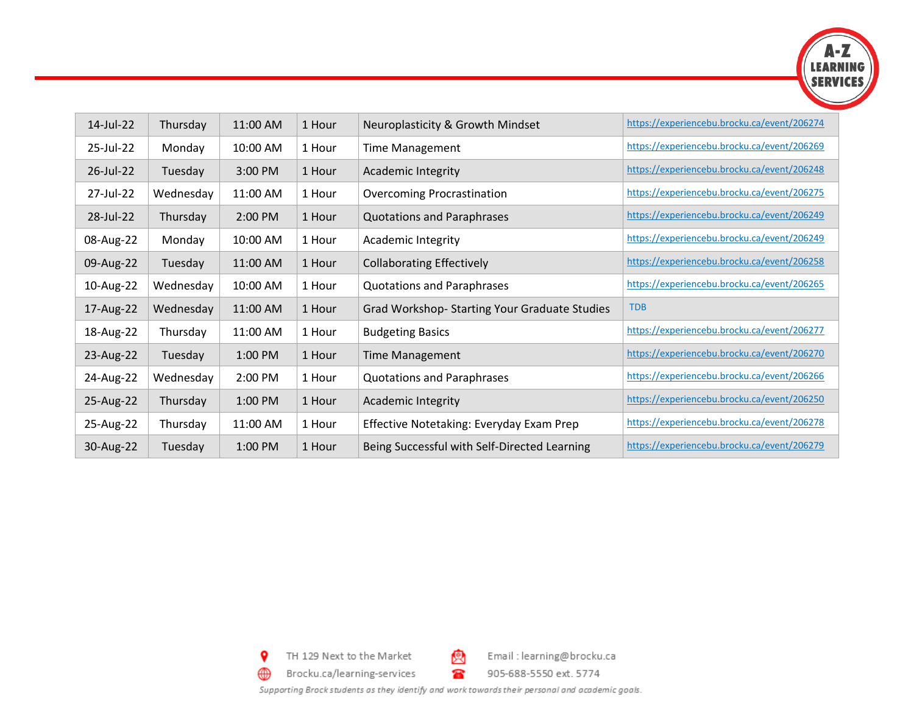| | | | | | |
|---|---|---|---|---|---|
| 14-Jul-22 | Thursday | 11:00 AM | 1 Hour | Neuroplasticity & Growth Mindset | https://experiencebu.brocku.ca/event/206274 |
| 25-Jul-22 | Monday | 10:00 AM | 1 Hour | Time Management | https://experiencebu.brocku.ca/event/206269 |
| 26-Jul-22 | Tuesday | 3:00 PM | 1 Hour | Academic Integrity | https://experiencebu.brocku.ca/event/206248 |
| 27-Jul-22 | Wednesday | 11:00 AM | 1 Hour | Overcoming Procrastination | https://experiencebu.brocku.ca/event/206275 |
| 28-Jul-22 | Thursday | 2:00 PM | 1 Hour | Quotations and Paraphrases | https://experiencebu.brocku.ca/event/206249 |
| 08-Aug-22 | Monday | 10:00 AM | 1 Hour | Academic Integrity | https://experiencebu.brocku.ca/event/206249 |
| 09-Aug-22 | Tuesday | 11:00 AM | 1 Hour | Collaborating Effectively | https://experiencebu.brocku.ca/event/206258 |
| 10-Aug-22 | Wednesday | 10:00 AM | 1 Hour | Quotations and Paraphrases | https://experiencebu.brocku.ca/event/206265 |
| 17-Aug-22 | Wednesday | 11:00 AM | 1 Hour | Grad Workshop- Starting Your Graduate Studies | TDB |
| 18-Aug-22 | Thursday | 11:00 AM | 1 Hour | Budgeting Basics | https://experiencebu.brocku.ca/event/206277 |
| 23-Aug-22 | Tuesday | 1:00 PM | 1 Hour | Time Management | https://experiencebu.brocku.ca/event/206270 |
| 24-Aug-22 | Wednesday | 2:00 PM | 1 Hour | Quotations and Paraphrases | https://experiencebu.brocku.ca/event/206266 |
| 25-Aug-22 | Thursday | 1:00 PM | 1 Hour | Academic Integrity | https://experiencebu.brocku.ca/event/206250 |
| 25-Aug-22 | Thursday | 11:00 AM | 1 Hour | Effective Notetaking: Everyday Exam Prep | https://experiencebu.brocku.ca/event/206278 |
| 30-Aug-22 | Tuesday | 1:00 PM | 1 Hour | Being Successful with Self-Directed Learning | https://experiencebu.brocku.ca/event/206279 |

TH 129 Next to the Market
Email : learning@brocku.ca
Brocku.ca/learning-services
905-688-5550 ext. 5774

*Supporting Brock students as they identify and work towards their personal and academic goals.*